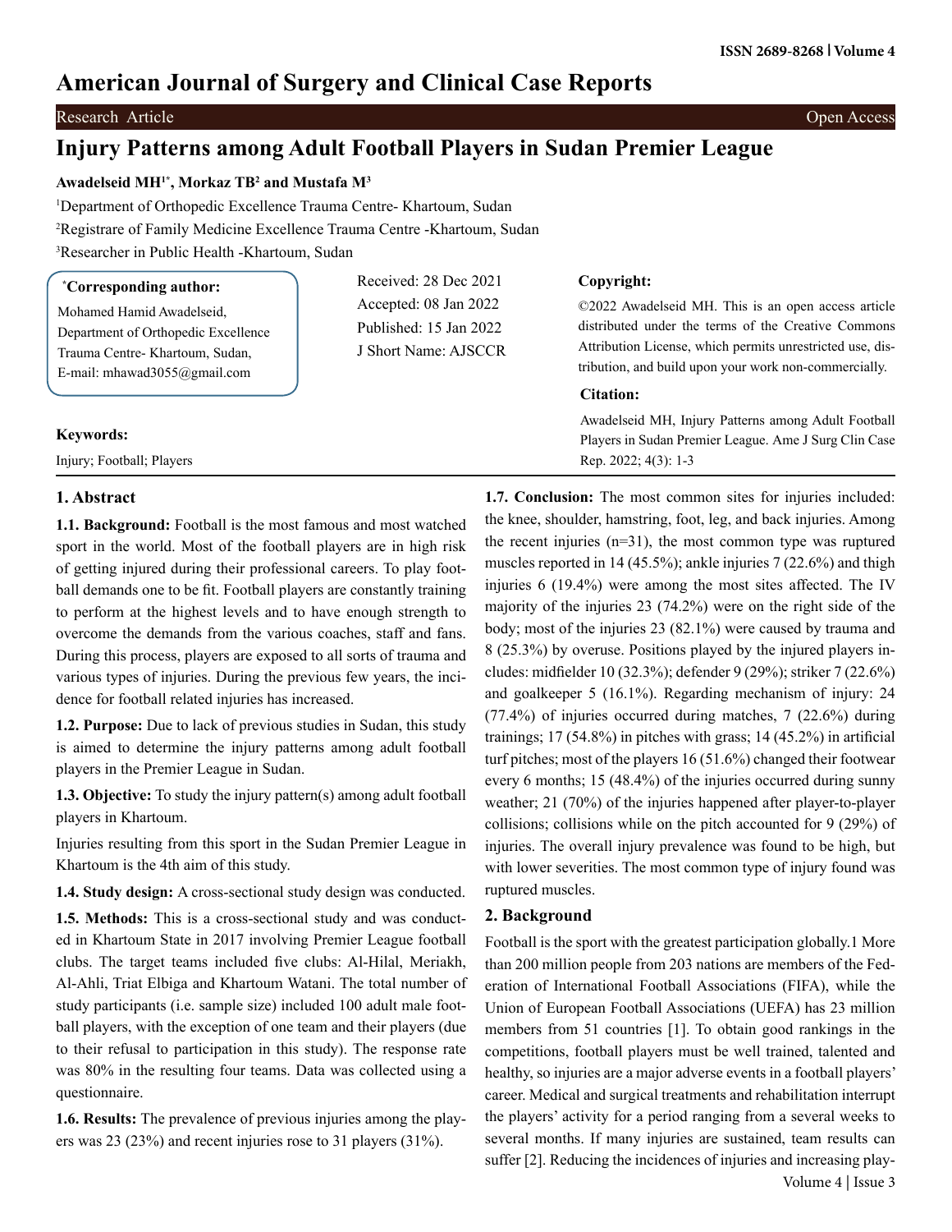# American Journal of Surgery and Clinical Case Reports

Research Article | Open Access

# Injury Patterns among Adult Football Players in Sudan Premier League

**Awadelseid MH[1*], Morkaz TB[2] and Mustafa M[3]**

[1]Department of Orthopedic Excellence Trauma Centre- Khartoum, Sudan

[2]Registrare of Family Medicine Excellence Trauma Centre -Khartoum, Sudan

[3]Researcher in Public Health -Khartoum, Sudan

**[*]Corresponding author:**

Mohamed Hamid Awadelseid, Department of Orthopedic Excellence Trauma Centre- Khartoum, Sudan, E-mail: mhawad3055@gmail.com

Received: 28 Dec 2021
Accepted: 08 Jan 2022
Published: 15 Jan 2022
J Short Name: AJSCCR

**Copyright:**

©2022 Awadelseid MH. This is an open access article distributed under the terms of the Creative Commons Attribution License, which permits unrestricted use, distribution, and build upon your work non-commercially.

**Citation:**

Awadelseid MH, Injury Patterns among Adult Football Players in Sudan Premier League. Ame J Surg Clin Case Rep. 2022; 4(3): 1-3

**Keywords:**

Injury; Football; Players

## 1. Abstract

**1.1. Background:** Football is the most famous and most watched sport in the world. Most of the football players are in high risk of getting injured during their professional careers. To play football demands one to be fit. Football players are constantly training to perform at the highest levels and to have enough strength to overcome the demands from the various coaches, staff and fans. During this process, players are exposed to all sorts of trauma and various types of injuries. During the previous few years, the incidence for football related injuries has increased.

**1.2. Purpose:** Due to lack of previous studies in Sudan, this study is aimed to determine the injury patterns among adult football players in the Premier League in Sudan.

**1.3. Objective:** To study the injury pattern(s) among adult football players in Khartoum.

Injuries resulting from this sport in the Sudan Premier League in Khartoum is the 4th aim of this study.

**1.4. Study design:** A cross-sectional study design was conducted.

**1.5. Methods:** This is a cross-sectional study and was conducted in Khartoum State in 2017 involving Premier League football clubs. The target teams included five clubs: Al-Hilal, Meriakh, Al-Ahli, Triat Elbiga and Khartoum Watani. The total number of study participants (i.e. sample size) included 100 adult male football players, with the exception of one team and their players (due to their refusal to participation in this study). The response rate was 80% in the resulting four teams. Data was collected using a questionnaire.

**1.6. Results:** The prevalence of previous injuries among the players was 23 (23%) and recent injuries rose to 31 players (31%).

**1.7. Conclusion:** The most common sites for injuries included: the knee, shoulder, hamstring, foot, leg, and back injuries. Among the recent injuries (n=31), the most common type was ruptured muscles reported in 14 (45.5%); ankle injuries 7 (22.6%) and thigh injuries 6 (19.4%) were among the most sites affected. The IV majority of the injuries 23 (74.2%) were on the right side of the body; most of the injuries 23 (82.1%) were caused by trauma and 8 (25.3%) by overuse. Positions played by the injured players includes: midfielder 10 (32.3%); defender 9 (29%); striker 7 (22.6%) and goalkeeper 5 (16.1%). Regarding mechanism of injury: 24 (77.4%) of injuries occurred during matches, 7 (22.6%) during trainings; 17 (54.8%) in pitches with grass; 14 (45.2%) in artificial turf pitches; most of the players 16 (51.6%) changed their footwear every 6 months; 15 (48.4%) of the injuries occurred during sunny weather; 21 (70%) of the injuries happened after player-to-player collisions; collisions while on the pitch accounted for 9 (29%) of injuries. The overall injury prevalence was found to be high, but with lower severities. The most common type of injury found was ruptured muscles.

## 2. Background

Football is the sport with the greatest participation globally.1 More than 200 million people from 203 nations are members of the Federation of International Football Associations (FIFA), while the Union of European Football Associations (UEFA) has 23 million members from 51 countries [1]. To obtain good rankings in the competitions, football players must be well trained, talented and healthy, so injuries are a major adverse events in a football players' career. Medical and surgical treatments and rehabilitation interrupt the players' activity for a period ranging from a several weeks to several months. If many injuries are sustained, team results can suffer [2]. Reducing the incidences of injuries and increasing play-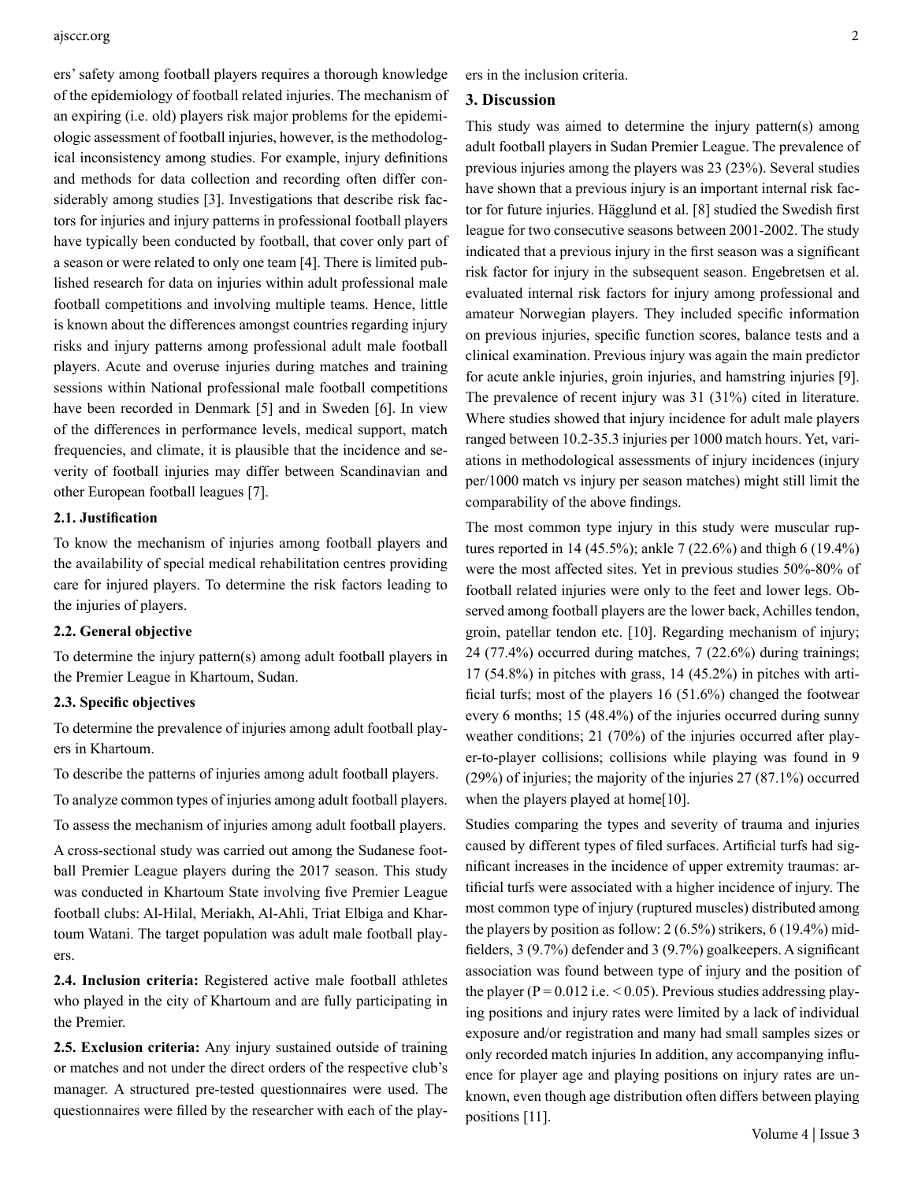ers' safety among football players requires a thorough knowledge of the epidemiology of football related injuries. The mechanism of an expiring (i.e. old) players risk major problems for the epidemiologic assessment of football injuries, however, is the methodological inconsistency among studies. For example, injury definitions and methods for data collection and recording often differ considerably among studies [3]. Investigations that describe risk factors for injuries and injury patterns in professional football players have typically been conducted by football, that cover only part of a season or were related to only one team [4]. There is limited published research for data on injuries within adult professional male football competitions and involving multiple teams. Hence, little is known about the differences amongst countries regarding injury risks and injury patterns among professional adult male football players. Acute and overuse injuries during matches and training sessions within National professional male football competitions have been recorded in Denmark [5] and in Sweden [6]. In view of the differences in performance levels, medical support, match frequencies, and climate, it is plausible that the incidence and severity of football injuries may differ between Scandinavian and other European football leagues [7].

### 2.1. Justification

To know the mechanism of injuries among football players and the availability of special medical rehabilitation centres providing care for injured players. To determine the risk factors leading to the injuries of players.

### 2.2. General objective

To determine the injury pattern(s) among adult football players in the Premier League in Khartoum, Sudan.

### 2.3. Specific objectives

To determine the prevalence of injuries among adult football players in Khartoum.

To describe the patterns of injuries among adult football players.

To analyze common types of injuries among adult football players.

To assess the mechanism of injuries among adult football players.

A cross-sectional study was carried out among the Sudanese football Premier League players during the 2017 season. This study was conducted in Khartoum State involving five Premier League football clubs: Al-Hilal, Meriakh, Al-Ahli, Triat Elbiga and Khartoum Watani. The target population was adult male football players.

**2.4. Inclusion criteria:** Registered active male football athletes who played in the city of Khartoum and are fully participating in the Premier.

**2.5. Exclusion criteria:** Any injury sustained outside of training or matches and not under the direct orders of the respective club's manager. A structured pre-tested questionnaires were used. The questionnaires were filled by the researcher with each of the players in the inclusion criteria.

## 3. Discussion

This study was aimed to determine the injury pattern(s) among adult football players in Sudan Premier League. The prevalence of previous injuries among the players was 23 (23%). Several studies have shown that a previous injury is an important internal risk factor for future injuries. Hägglund et al. [8] studied the Swedish first league for two consecutive seasons between 2001-2002. The study indicated that a previous injury in the first season was a significant risk factor for injury in the subsequent season. Engebretsen et al. evaluated internal risk factors for injury among professional and amateur Norwegian players. They included specific information on previous injuries, specific function scores, balance tests and a clinical examination. Previous injury was again the main predictor for acute ankle injuries, groin injuries, and hamstring injuries [9]. The prevalence of recent injury was 31 (31%) cited in literature. Where studies showed that injury incidence for adult male players ranged between 10.2-35.3 injuries per 1000 match hours. Yet, variations in methodological assessments of injury incidences (injury per/1000 match vs injury per season matches) might still limit the comparability of the above findings.

The most common type injury in this study were muscular ruptures reported in 14 (45.5%); ankle 7 (22.6%) and thigh 6 (19.4%) were the most affected sites. Yet in previous studies 50%-80% of football related injuries were only to the feet and lower legs. Observed among football players are the lower back, Achilles tendon, groin, patellar tendon etc. [10]. Regarding mechanism of injury; 24 (77.4%) occurred during matches, 7 (22.6%) during trainings; 17 (54.8%) in pitches with grass, 14 (45.2%) in pitches with artificial turfs; most of the players 16 (51.6%) changed the footwear every 6 months; 15 (48.4%) of the injuries occurred during sunny weather conditions; 21 (70%) of the injuries occurred after player-to-player collisions; collisions while playing was found in 9 (29%) of injuries; the majority of the injuries 27 (87.1%) occurred when the players played at home[10].

Studies comparing the types and severity of trauma and injuries caused by different types of filed surfaces. Artificial turfs had significant increases in the incidence of upper extremity traumas: artificial turfs were associated with a higher incidence of injury. The most common type of injury (ruptured muscles) distributed among the players by position as follow: 2 (6.5%) strikers, 6 (19.4%) midfielders, 3 (9.7%) defender and 3 (9.7%) goalkeepers. A significant association was found between type of injury and the position of the player ($P = 0.012$ i.e. $< 0.05$). Previous studies addressing playing positions and injury rates were limited by a lack of individual exposure and/or registration and many had small samples sizes or only recorded match injuries In addition, any accompanying influence for player age and playing positions on injury rates are unknown, even though age distribution often differs between playing positions [11].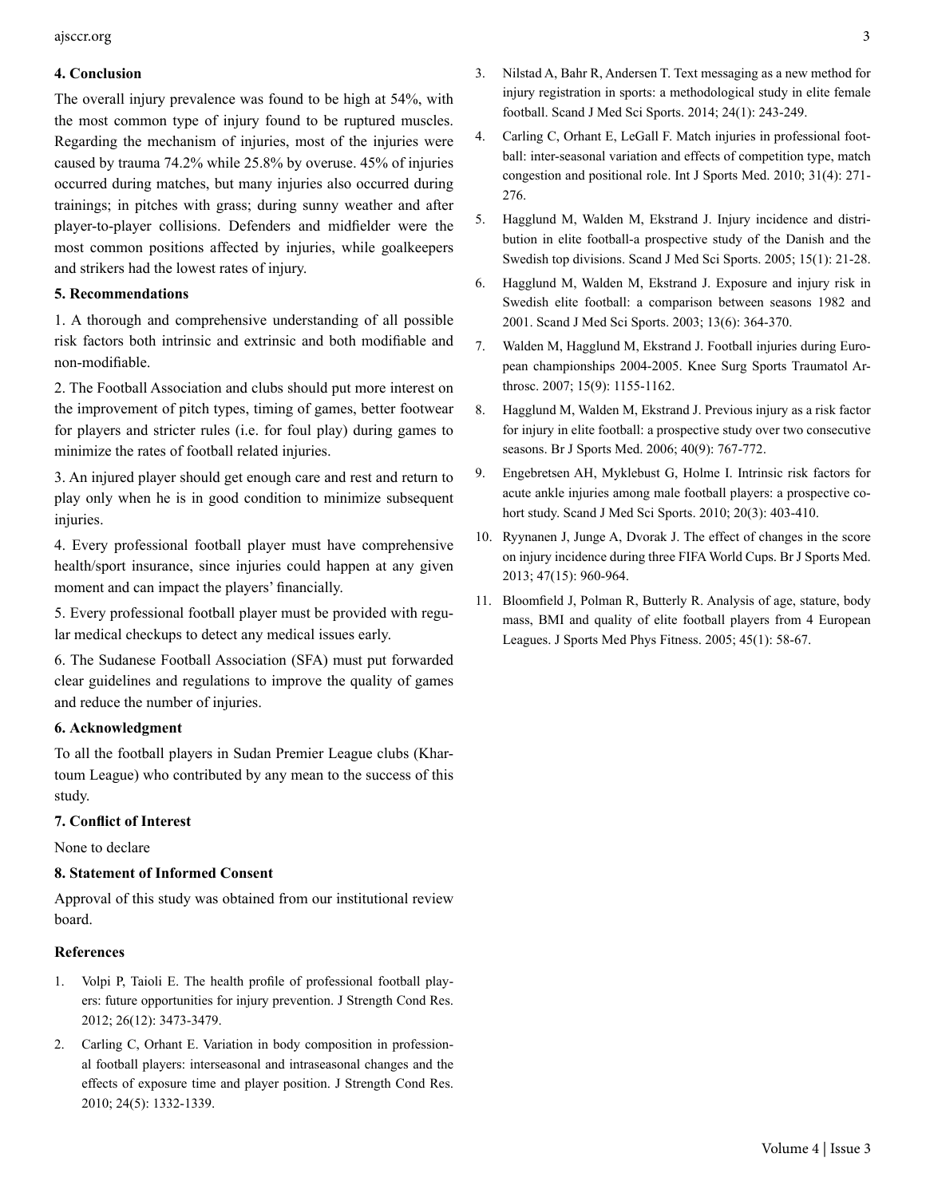## 4. Conclusion

The overall injury prevalence was found to be high at 54%, with the most common type of injury found to be ruptured muscles. Regarding the mechanism of injuries, most of the injuries were caused by trauma 74.2% while 25.8% by overuse. 45% of injuries occurred during matches, but many injuries also occurred during trainings; in pitches with grass; during sunny weather and after player-to-player collisions. Defenders and midfielder were the most common positions affected by injuries, while goalkeepers and strikers had the lowest rates of injury.

## 5. Recommendations

1. A thorough and comprehensive understanding of all possible risk factors both intrinsic and extrinsic and both modifiable and non-modifiable.

2. The Football Association and clubs should put more interest on the improvement of pitch types, timing of games, better footwear for players and stricter rules (i.e. for foul play) during games to minimize the rates of football related injuries.

3. An injured player should get enough care and rest and return to play only when he is in good condition to minimize subsequent injuries.

4. Every professional football player must have comprehensive health/sport insurance, since injuries could happen at any given moment and can impact the players' financially.

5. Every professional football player must be provided with regular medical checkups to detect any medical issues early.

6. The Sudanese Football Association (SFA) must put forwarded clear guidelines and regulations to improve the quality of games and reduce the number of injuries.

## 6. Acknowledgment

To all the football players in Sudan Premier League clubs (Khartoum League) who contributed by any mean to the success of this study.

## 7. Conflict of Interest

None to declare

## 8. Statement of Informed Consent

Approval of this study was obtained from our institutional review board.

## References

1. Volpi P, Taioli E. The health profile of professional football players: future opportunities for injury prevention. J Strength Cond Res. 2012; 26(12): 3473-3479.
2. Carling C, Orhant E. Variation in body composition in professional football players: interseasonal and intraseasonal changes and the effects of exposure time and player position. J Strength Cond Res. 2010; 24(5): 1332-1339.
3. Nilstad A, Bahr R, Andersen T. Text messaging as a new method for injury registration in sports: a methodological study in elite female football. Scand J Med Sci Sports. 2014; 24(1): 243-249.
4. Carling C, Orhant E, LeGall F. Match injuries in professional football: inter-seasonal variation and effects of competition type, match congestion and positional role. Int J Sports Med. 2010; 31(4): 271-276.
5. Hagglund M, Walden M, Ekstrand J. Injury incidence and distribution in elite football-a prospective study of the Danish and the Swedish top divisions. Scand J Med Sci Sports. 2005; 15(1): 21-28.
6. Hagglund M, Walden M, Ekstrand J. Exposure and injury risk in Swedish elite football: a comparison between seasons 1982 and 2001. Scand J Med Sci Sports. 2003; 13(6): 364-370.
7. Walden M, Hagglund M, Ekstrand J. Football injuries during European championships 2004-2005. Knee Surg Sports Traumatol Arthrosc. 2007; 15(9): 1155-1162.
8. Hagglund M, Walden M, Ekstrand J. Previous injury as a risk factor for injury in elite football: a prospective study over two consecutive seasons. Br J Sports Med. 2006; 40(9): 767-772.
9. Engebretsen AH, Myklebust G, Holme I. Intrinsic risk factors for acute ankle injuries among male football players: a prospective cohort study. Scand J Med Sci Sports. 2010; 20(3): 403-410.
10. Ryynanen J, Junge A, Dvorak J. The effect of changes in the score on injury incidence during three FIFA World Cups. Br J Sports Med. 2013; 47(15): 960-964.
11. Bloomfield J, Polman R, Butterly R. Analysis of age, stature, body mass, BMI and quality of elite football players from 4 European Leagues. J Sports Med Phys Fitness. 2005; 45(1): 58-67.